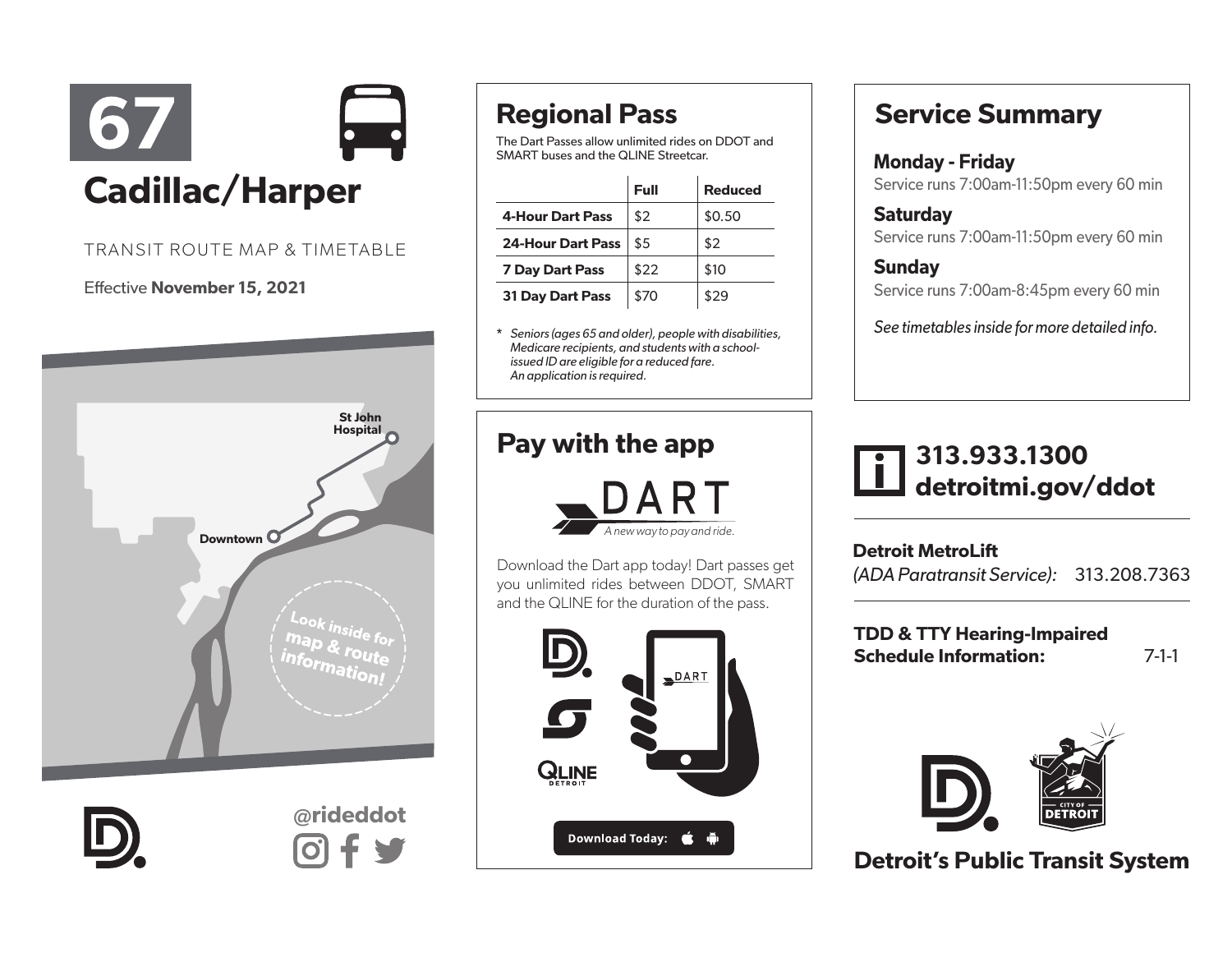# 67

## Cadillac/Harper

TRANSIT ROUTE MAP & TIMETABLE

Effective **November 15, 2021**

St John Hospital

Downtown

Look inside for map & route information!

@rideddot

## Regional Pass

The Dart Passes allow unlimited rides on DDOT and SMART buses and the QLINE Streetcar.

| | Full | Reduced |
|---|---|---|
| **4-Hour Dart Pass** | $2 | $0.50 |
| **24-Hour Dart Pass** | $5 | $2 |
| **7 Day Dart Pass** | $22 | $10 |
| **31 Day Dart Pass** | $70 | $29 |

\* *Seniors (ages 65 and older), people with disabilities, Medicare recipients, and students with a school-issued ID are eligible for a reduced fare. An application is required.*

## Pay with the app

DART

*A new way to pay and ride.*

Download the Dart app today! Dart passes get you unlimited rides between DDOT, SMART and the QLINE for the duration of the pass.

QLINE DETROIT

**Download Today:**

## Service Summary

**Monday - Friday**
Service runs 7:00am-11:50pm every 60 min

**Saturday**
Service runs 7:00am-11:50pm every 60 min

**Sunday**
Service runs 7:00am-8:45pm every 60 min

*See timetables inside for more detailed info.*

**313.933.1300**
**detroitmi.gov/ddot**

**Detroit MetroLift**
*(ADA Paratransit Service):* 313.208.7363

**TDD & TTY Hearing-Impaired Schedule Information:** 7-1-1

CITY OF DETROIT

**Detroit's Public Transit System**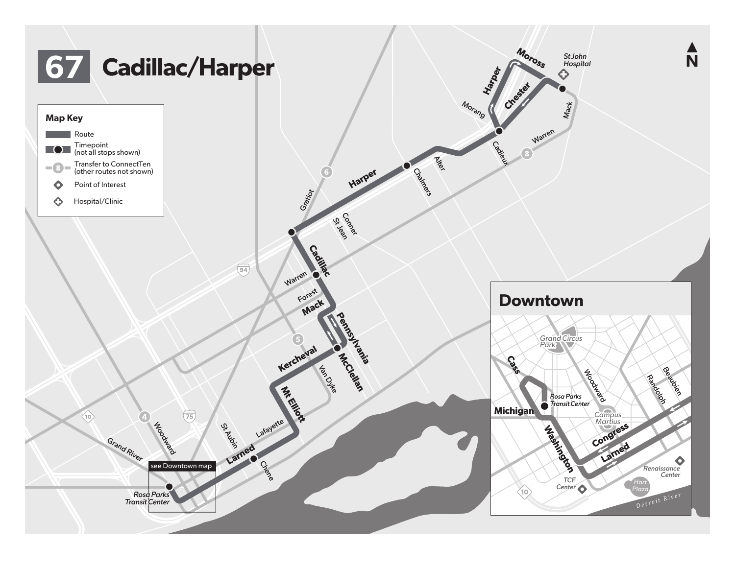# 67 Cadillac/Harper

**Map Key**

- Route
- Timepoint (not all stops shown)
- Transfer to ConnectTen (other routes not shown)
- Point of Interest
- Hospital/Clinic

## Downtown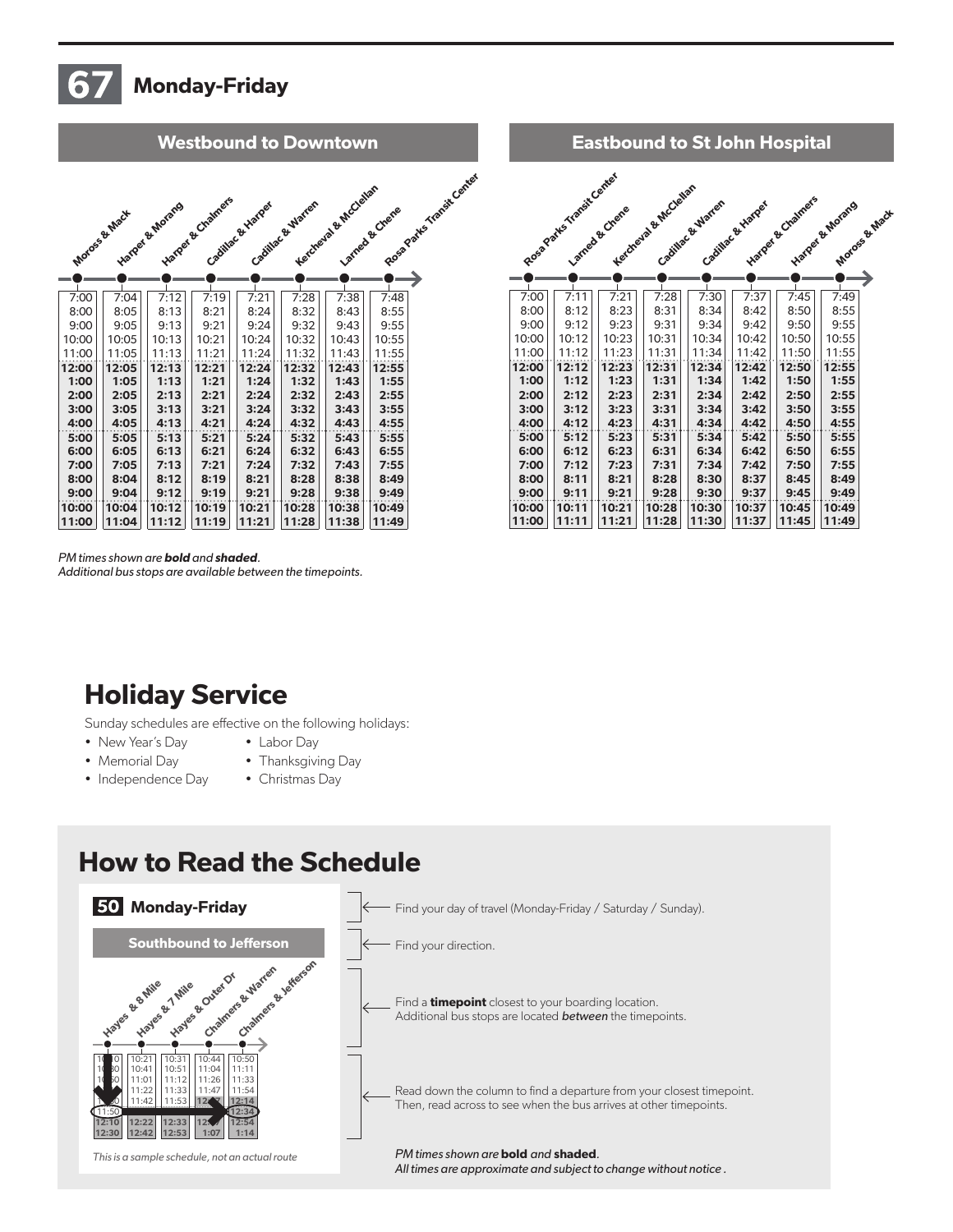# 67 Monday-Friday

## Westbound to Downtown

| Moross & Mack | Harper & Morang | Harper & Chalmers | Cadillac & Harper | Cadillac & Warren | Kercheval & McClellan | Larned & Chene | Rosa Parks Transit Center |
|---|---|---|---|---|---|---|---|
| 7:00 | 7:04 | 7:12 | 7:19 | 7:21 | 7:28 | 7:38 | 7:48 |
| 8:00 | 8:05 | 8:13 | 8:21 | 8:24 | 8:32 | 8:43 | 8:55 |
| 9:00 | 9:05 | 9:13 | 9:21 | 9:24 | 9:32 | 9:43 | 9:55 |
| 10:00 | 10:05 | 10:13 | 10:21 | 10:24 | 10:32 | 10:43 | 10:55 |
| 11:00 | 11:05 | 11:13 | 11:21 | 11:24 | 11:32 | 11:43 | 11:55 |
| **12:00** | **12:05** | **12:13** | **12:21** | **12:24** | **12:32** | **12:43** | **12:55** |
| **1:00** | **1:05** | **1:13** | **1:21** | **1:24** | **1:32** | **1:43** | **1:55** |
| **2:00** | **2:05** | **2:13** | **2:21** | **2:24** | **2:32** | **2:43** | **2:55** |
| **3:00** | **3:05** | **3:13** | **3:21** | **3:24** | **3:32** | **3:43** | **3:55** |
| **4:00** | **4:05** | **4:13** | **4:21** | **4:24** | **4:32** | **4:43** | **4:55** |
| **5:00** | **5:05** | **5:13** | **5:21** | **5:24** | **5:32** | **5:43** | **5:55** |
| **6:00** | **6:05** | **6:13** | **6:21** | **6:24** | **6:32** | **6:43** | **6:55** |
| **7:00** | **7:05** | **7:13** | **7:21** | **7:24** | **7:32** | **7:43** | **7:55** |
| **8:00** | **8:04** | **8:12** | **8:19** | **8:21** | **8:28** | **8:38** | **8:49** |
| **9:00** | **9:04** | **9:12** | **9:19** | **9:21** | **9:28** | **9:38** | **9:49** |
| **10:00** | **10:04** | **10:12** | **10:19** | **10:21** | **10:28** | **10:38** | **10:49** |
| **11:00** | **11:04** | **11:12** | **11:19** | **11:21** | **11:28** | **11:38** | **11:49** |

*PM times shown are **bold** and **shaded**.*
*Additional bus stops are available between the timepoints.*

## Eastbound to St John Hospital

| Rosa Parks Transit Center | Larned & Chene | Kercheval & McClellan | Cadillac & Warren | Cadillac & Harper | Harper & Chalmers | Harper & Morang | Moross & Mack |
|---|---|---|---|---|---|---|---|
| 7:00 | 7:11 | 7:21 | 7:28 | 7:30 | 7:37 | 7:45 | 7:49 |
| 8:00 | 8:12 | 8:23 | 8:31 | 8:34 | 8:42 | 8:50 | 8:55 |
| 9:00 | 9:12 | 9:23 | 9:31 | 9:34 | 9:42 | 9:50 | 9:55 |
| 10:00 | 10:12 | 10:23 | 10:31 | 10:34 | 10:42 | 10:50 | 10:55 |
| 11:00 | 11:12 | 11:23 | 11:31 | 11:34 | 11:42 | 11:50 | 11:55 |
| **12:00** | **12:12** | **12:23** | **12:31** | **12:34** | **12:42** | **12:50** | **12:55** |
| **1:00** | **1:12** | **1:23** | **1:31** | **1:34** | **1:42** | **1:50** | **1:55** |
| **2:00** | **2:12** | **2:23** | **2:31** | **2:34** | **2:42** | **2:50** | **2:55** |
| **3:00** | **3:12** | **3:23** | **3:31** | **3:34** | **3:42** | **3:50** | **3:55** |
| **4:00** | **4:12** | **4:23** | **4:31** | **4:34** | **4:42** | **4:50** | **4:55** |
| **5:00** | **5:12** | **5:23** | **5:31** | **5:34** | **5:42** | **5:50** | **5:55** |
| **6:00** | **6:12** | **6:23** | **6:31** | **6:34** | **6:42** | **6:50** | **6:55** |
| **7:00** | **7:12** | **7:23** | **7:31** | **7:34** | **7:42** | **7:50** | **7:55** |
| **8:00** | **8:11** | **8:21** | **8:28** | **8:30** | **8:37** | **8:45** | **8:49** |
| **9:00** | **9:11** | **9:21** | **9:28** | **9:30** | **9:37** | **9:45** | **9:49** |
| **10:00** | **10:11** | **10:21** | **10:28** | **10:30** | **10:37** | **10:45** | **10:49** |
| **11:00** | **11:11** | **11:21** | **11:28** | **11:30** | **11:37** | **11:45** | **11:49** |

# Holiday Service

Sunday schedules are effective on the following holidays:

- New Year's Day
- Memorial Day
- Independence Day
- Labor Day
- Thanksgiving Day
- Christmas Day

# How to Read the Schedule

**50 Monday-Friday**

**Southbound to Jefferson**

| Hayes & 8 Mile | Hayes & 7 Mile | Hayes & Outer Dr | Chalmers & Warren | Chalmers & Jefferson |
|---|---|---|---|---|
| 10:10 | 10:21 | 10:31 | 10:44 | 10:50 |
| 10:30 | 10:41 | 10:51 | 11:04 | 11:11 |
| 10:50 | 11:01 | 11:12 | 11:26 | 11:33 |
| 11:10 | 11:22 | 11:33 | 11:47 | 11:54 |
| 11:30 | 11:42 | 11:53 | **12:07** | **12:14** |
| 11:50 | | | | **12:34** |
| **12:10** | **12:22** | **12:33** | **12:47** | **12:54** |
| **12:30** | **12:42** | **12:53** | **1:07** | **1:14** |

*This is a sample schedule, not an actual route*

- Find your day of travel (Monday-Friday / Saturday / Sunday).
- Find your direction.
- Find a **timepoint** closest to your boarding location. Additional bus stops are located *between* the timepoints.
- Read down the column to find a departure from your closest timepoint. Then, read across to see when the bus arrives at other timepoints.

*PM times shown are **bold** and **shaded**.*
*All times are approximate and subject to change without notice .*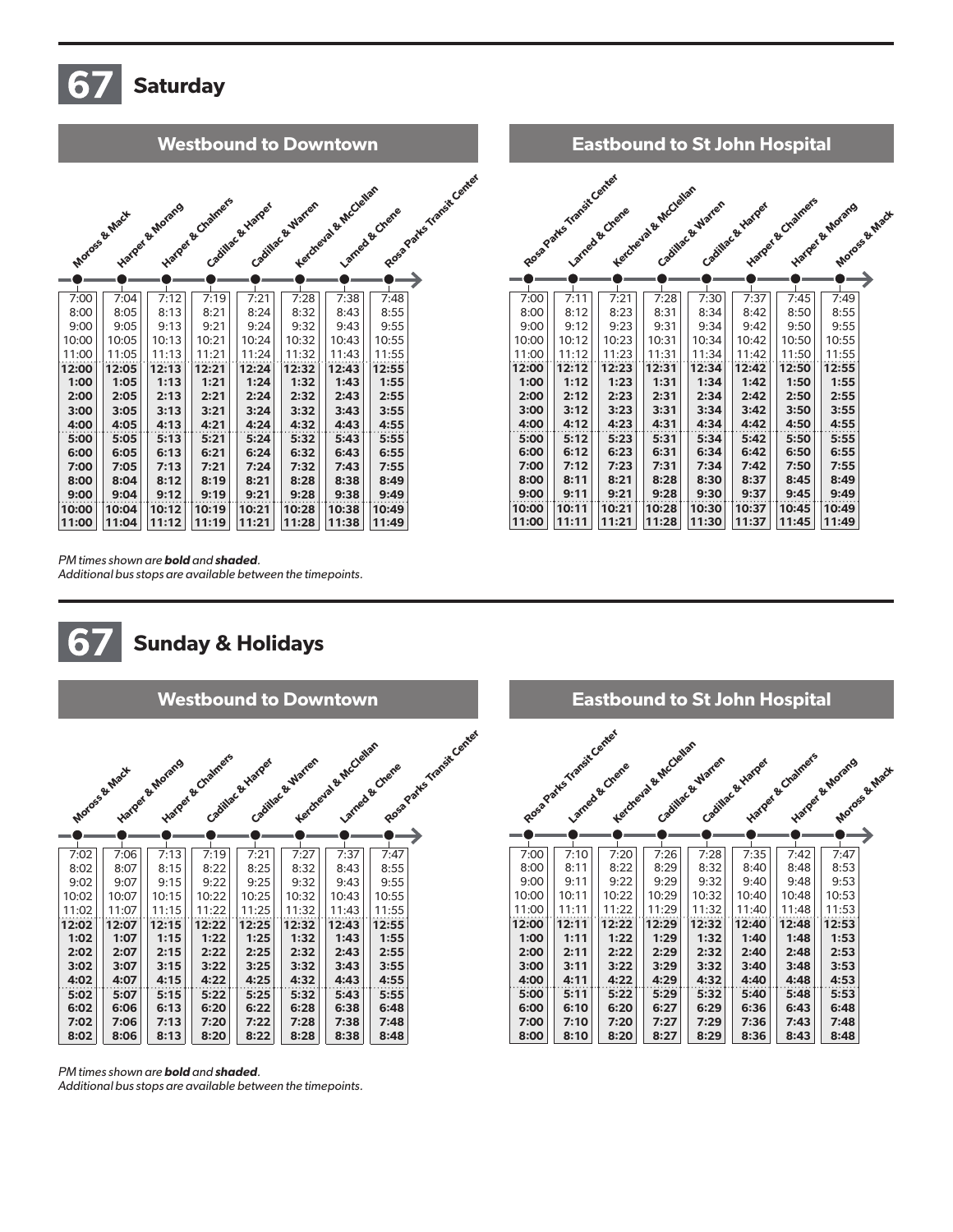# 67 Saturday

## Westbound to Downtown

| Moross & Mack | Harper & Morang | Harper & Chalmers | Cadillac & Harper | Cadillac & Warren | Kercheval & McClellan | Larned & Chene | Rosa Parks Transit Center |
|---|---|---|---|---|---|---|---|
| 7:00 | 7:04 | 7:12 | 7:19 | 7:21 | 7:28 | 7:38 | 7:48 |
| 8:00 | 8:05 | 8:13 | 8:21 | 8:24 | 8:32 | 8:43 | 8:55 |
| 9:00 | 9:05 | 9:13 | 9:21 | 9:24 | 9:32 | 9:43 | 9:55 |
| 10:00 | 10:05 | 10:13 | 10:21 | 10:24 | 10:32 | 10:43 | 10:55 |
| 11:00 | 11:05 | 11:13 | 11:21 | 11:24 | 11:32 | 11:43 | 11:55 |
| **12:00** | **12:05** | **12:13** | **12:21** | **12:24** | **12:32** | **12:43** | **12:55** |
| **1:00** | **1:05** | **1:13** | **1:21** | **1:24** | **1:32** | **1:43** | **1:55** |
| **2:00** | **2:05** | **2:13** | **2:21** | **2:24** | **2:32** | **2:43** | **2:55** |
| **3:00** | **3:05** | **3:13** | **3:21** | **3:24** | **3:32** | **3:43** | **3:55** |
| **4:00** | **4:05** | **4:13** | **4:21** | **4:24** | **4:32** | **4:43** | **4:55** |
| **5:00** | **5:05** | **5:13** | **5:21** | **5:24** | **5:32** | **5:43** | **5:55** |
| **6:00** | **6:05** | **6:13** | **6:21** | **6:24** | **6:32** | **6:43** | **6:55** |
| **7:00** | **7:05** | **7:13** | **7:21** | **7:24** | **7:32** | **7:43** | **7:55** |
| **8:00** | **8:04** | **8:12** | **8:19** | **8:21** | **8:28** | **8:38** | **8:49** |
| **9:00** | **9:04** | **9:12** | **9:19** | **9:21** | **9:28** | **9:38** | **9:49** |
| **10:00** | **10:04** | **10:12** | **10:19** | **10:21** | **10:28** | **10:38** | **10:49** |
| **11:00** | **11:04** | **11:12** | **11:19** | **11:21** | **11:28** | **11:38** | **11:49** |

## Eastbound to St John Hospital

| Rosa Parks Transit Center | Larned & Chene | Kercheval & McClellan | Cadillac & Warren | Cadillac & Harper | Harper & Chalmers | Harper & Morang | Moross & Mack |
|---|---|---|---|---|---|---|---|
| 7:00 | 7:11 | 7:21 | 7:28 | 7:30 | 7:37 | 7:45 | 7:49 |
| 8:00 | 8:12 | 8:23 | 8:31 | 8:34 | 8:42 | 8:50 | 8:55 |
| 9:00 | 9:12 | 9:23 | 9:31 | 9:34 | 9:42 | 9:50 | 9:55 |
| 10:00 | 10:12 | 10:23 | 10:31 | 10:34 | 10:42 | 10:50 | 10:55 |
| 11:00 | 11:12 | 11:23 | 11:31 | 11:34 | 11:42 | 11:50 | 11:55 |
| **12:00** | **12:12** | **12:23** | **12:31** | **12:34** | **12:42** | **12:50** | **12:55** |
| **1:00** | **1:12** | **1:23** | **1:31** | **1:34** | **1:42** | **1:50** | **1:55** |
| **2:00** | **2:12** | **2:23** | **2:31** | **2:34** | **2:42** | **2:50** | **2:55** |
| **3:00** | **3:12** | **3:23** | **3:31** | **3:34** | **3:42** | **3:50** | **3:55** |
| **4:00** | **4:12** | **4:23** | **4:31** | **4:34** | **4:42** | **4:50** | **4:55** |
| **5:00** | **5:12** | **5:23** | **5:31** | **5:34** | **5:42** | **5:50** | **5:55** |
| **6:00** | **6:12** | **6:23** | **6:31** | **6:34** | **6:42** | **6:50** | **6:55** |
| **7:00** | **7:12** | **7:23** | **7:31** | **7:34** | **7:42** | **7:50** | **7:55** |
| **8:00** | **8:11** | **8:21** | **8:28** | **8:30** | **8:37** | **8:45** | **8:49** |
| **9:00** | **9:11** | **9:21** | **9:28** | **9:30** | **9:37** | **9:45** | **9:49** |
| **10:00** | **10:11** | **10:21** | **10:28** | **10:30** | **10:37** | **10:45** | **10:49** |
| **11:00** | **11:11** | **11:21** | **11:28** | **11:30** | **11:37** | **11:45** | **11:49** |

*PM times shown are* ***bold*** *and* ***shaded****.*
*Additional bus stops are available between the timepoints.*

# 67 Sunday & Holidays

## Westbound to Downtown

| Moross & Mack | Harper & Morang | Harper & Chalmers | Cadillac & Harper | Cadillac & Warren | Kercheval & McClellan | Larned & Chene | Rosa Parks Transit Center |
|---|---|---|---|---|---|---|---|
| 7:02 | 7:06 | 7:13 | 7:19 | 7:21 | 7:27 | 7:37 | 7:47 |
| 8:02 | 8:07 | 8:15 | 8:22 | 8:25 | 8:32 | 8:43 | 8:55 |
| 9:02 | 9:07 | 9:15 | 9:22 | 9:25 | 9:32 | 9:43 | 9:55 |
| 10:02 | 10:07 | 10:15 | 10:22 | 10:25 | 10:32 | 10:43 | 10:55 |
| 11:02 | 11:07 | 11:15 | 11:22 | 11:25 | 11:32 | 11:43 | 11:55 |
| **12:02** | **12:07** | **12:15** | **12:22** | **12:25** | **12:32** | **12:43** | **12:55** |
| **1:02** | **1:07** | **1:15** | **1:22** | **1:25** | **1:32** | **1:43** | **1:55** |
| **2:02** | **2:07** | **2:15** | **2:22** | **2:25** | **2:32** | **2:43** | **2:55** |
| **3:02** | **3:07** | **3:15** | **3:22** | **3:25** | **3:32** | **3:43** | **3:55** |
| **4:02** | **4:07** | **4:15** | **4:22** | **4:25** | **4:32** | **4:43** | **4:55** |
| **5:02** | **5:07** | **5:15** | **5:22** | **5:25** | **5:32** | **5:43** | **5:55** |
| **6:02** | **6:06** | **6:13** | **6:20** | **6:22** | **6:28** | **6:38** | **6:48** |
| **7:02** | **7:06** | **7:13** | **7:20** | **7:22** | **7:28** | **7:38** | **7:48** |
| **8:02** | **8:06** | **8:13** | **8:20** | **8:22** | **8:28** | **8:38** | **8:48** |

## Eastbound to St John Hospital

| Rosa Parks Transit Center | Larned & Chene | Kercheval & McClellan | Cadillac & Warren | Cadillac & Harper | Harper & Chalmers | Harper & Morang | Moross & Mack |
|---|---|---|---|---|---|---|---|
| 7:00 | 7:10 | 7:20 | 7:26 | 7:28 | 7:35 | 7:42 | 7:47 |
| 8:00 | 8:11 | 8:22 | 8:29 | 8:32 | 8:40 | 8:48 | 8:53 |
| 9:00 | 9:11 | 9:22 | 9:29 | 9:32 | 9:40 | 9:48 | 9:53 |
| 10:00 | 10:11 | 10:22 | 10:29 | 10:32 | 10:40 | 10:48 | 10:53 |
| 11:00 | 11:11 | 11:22 | 11:29 | 11:32 | 11:40 | 11:48 | 11:53 |
| **12:00** | **12:11** | **12:22** | **12:29** | **12:32** | **12:40** | **12:48** | **12:53** |
| **1:00** | **1:11** | **1:22** | **1:29** | **1:32** | **1:40** | **1:48** | **1:53** |
| **2:00** | **2:11** | **2:22** | **2:29** | **2:32** | **2:40** | **2:48** | **2:53** |
| **3:00** | **3:11** | **3:22** | **3:29** | **3:32** | **3:40** | **3:48** | **3:53** |
| **4:00** | **4:11** | **4:22** | **4:29** | **4:32** | **4:40** | **4:48** | **4:53** |
| **5:00** | **5:11** | **5:22** | **5:29** | **5:32** | **5:40** | **5:48** | **5:53** |
| **6:00** | **6:10** | **6:20** | **6:27** | **6:29** | **6:36** | **6:43** | **6:48** |
| **7:00** | **7:10** | **7:20** | **7:27** | **7:29** | **7:36** | **7:43** | **7:48** |
| **8:00** | **8:10** | **8:20** | **8:27** | **8:29** | **8:36** | **8:43** | **8:48** |

*PM times shown are* ***bold*** *and* ***shaded****.*
*Additional bus stops are available between the timepoints.*